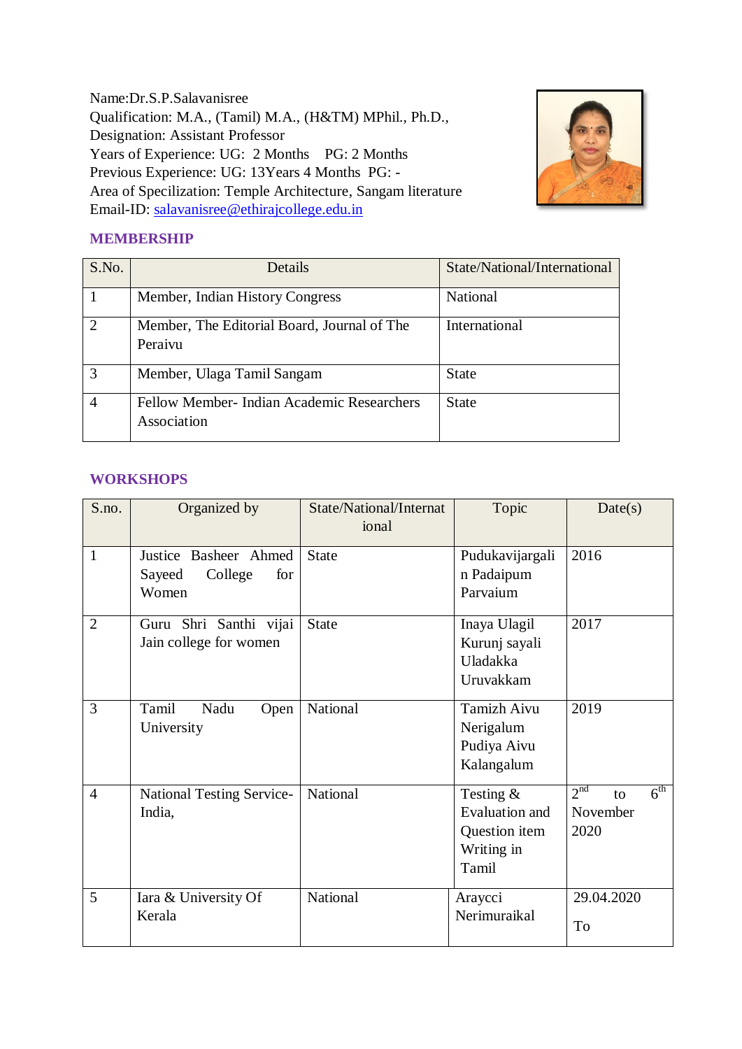Name:Dr.S.P.Salavanisree
Qualification: M.A., (Tamil) M.A., (H&TM) MPhil., Ph.D.,
Designation: Assistant Professor
Years of Experience: UG: 2 Months PG: 2 Months
Previous Experience: UG: 13Years 4 Months PG: -
Area of Specilization: Temple Architecture, Sangam literature
Email-ID: salavanisree@ethirajcollege.edu.in

## MEMBERSHIP

| S.No. | Details | State/National/International |
|---|---|---|
| 1 | Member, Indian History Congress | National |
| 2 | Member, The Editorial Board, Journal of The Peraivu | International |
| 3 | Member, Ulaga Tamil Sangam | State |
| 4 | Fellow Member- Indian Academic Researchers Association | State |

## WORKSHOPS

| S.no. | Organized by | State/National/International | Topic | Date(s) |
|---|---|---|---|---|
| 1 | Justice Basheer Ahmed Sayeed College for Women | State | Pudukavijargalin Padaipum Parvaium | 2016 |
| 2 | Guru Shri Santhi vijai Jain college for women | State | Inaya Ulagil Kurunj sayali Uladakka Uruvakkam | 2017 |
| 3 | Tamil Nadu Open University | National | Tamizh Aivu Nerigalum Pudiya Aivu Kalangalum | 2019 |
| 4 | National Testing Service-India, | National | Testing & Evaluation and Question item Writing in Tamil | 2nd to 6th November 2020 |
| 5 | Iara & University Of Kerala | National | Araycci Nerimuraikal | 29.04.2020 To |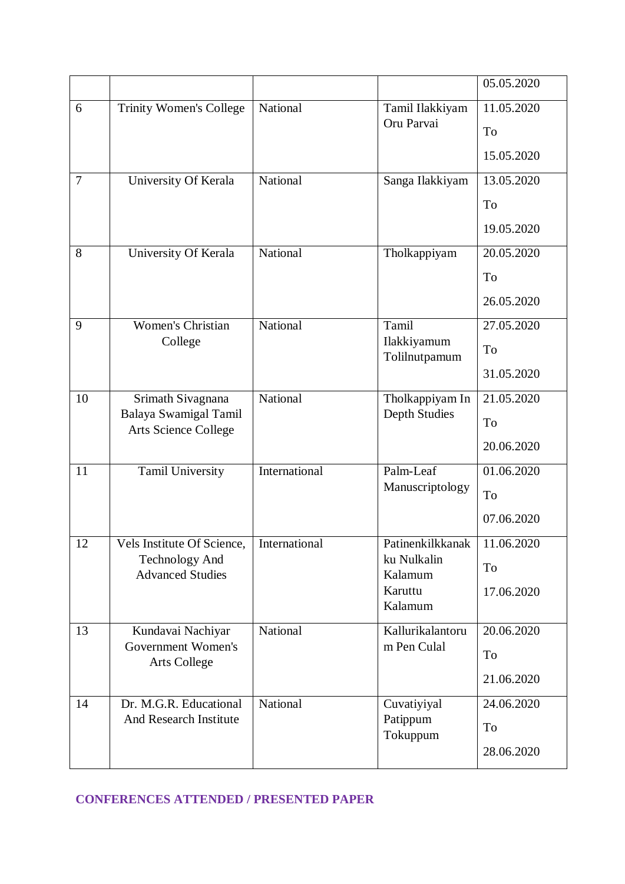| | | | | 05.05.2020 |
|---|---|---|---|---|
| 6 | Trinity Women's College | National | Tamil Ilakkiyam Oru Parvai | 11.05.2020 To 15.05.2020 |
| 7 | University Of Kerala | National | Sanga Ilakkiyam | 13.05.2020 To 19.05.2020 |
| 8 | University Of Kerala | National | Tholkappiyam | 20.05.2020 To 26.05.2020 |
| 9 | Women's Christian College | National | Tamil Ilakkiyamum Tolilnutpamum | 27.05.2020 To 31.05.2020 |
| 10 | Srimath Sivagnana Balaya Swamigal Tamil Arts Science College | National | Tholkappiyam In Depth Studies | 21.05.2020 To 20.06.2020 |
| 11 | Tamil University | International | Palm-Leaf Manuscriptology | 01.06.2020 To 07.06.2020 |
| 12 | Vels Institute Of Science, Technology And Advanced Studies | International | Patinenkilkkanakku Nulkalin Kalamum Karuttu Kalamum | 11.06.2020 To 17.06.2020 |
| 13 | Kundavai Nachiyar Government Women's Arts College | National | Kallurikalantorum Pen Culal | 20.06.2020 To 21.06.2020 |
| 14 | Dr. M.G.R. Educational And Research Institute | National | Cuvatiyiyal Patippum Tokuppum | 24.06.2020 To 28.06.2020 |

**CONFERENCES ATTENDED / PRESENTED PAPER**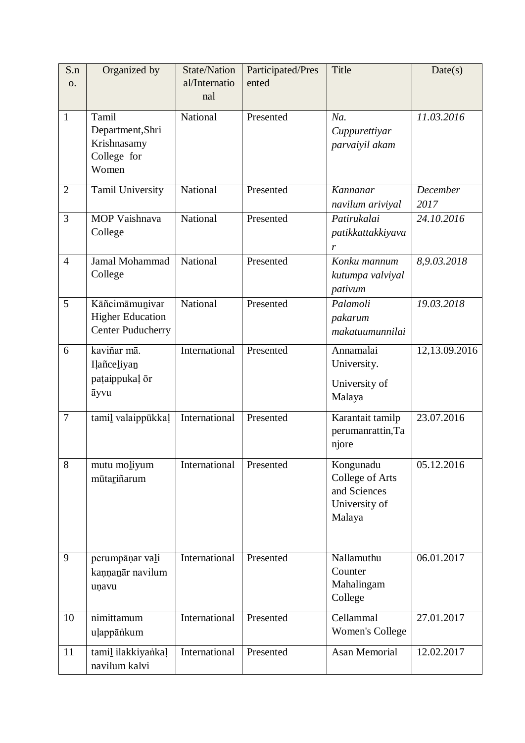| S.no. | Organized by | State/National/International | Participated/Presented | Title | Date(s) |
|---|---|---|---|---|---|
| 1 | Tamil Department,Shri Krishnasamy College for Women | National | Presented | *Na. Cuppurettiyar parvaiyil akam* | *11.03.2016* |
| 2 | Tamil University | National | Presented | *Kannanar navilum ariviyal* | *December 2017* |
| 3 | MOP Vaishnava College | National | Presented | *Patirukalai patikkattakkiyavar* | *24.10.2016* |
| 4 | Jamal Mohammad College | National | Presented | *Konku mannum kutumpa valviyal pativum* | *8,9.03.2018* |
| 5 | Kāñcimāmuṉivar Higher Education Center Puducherry | National | Presented | *Palamoli pakarum makatuumunnilai* | *19.03.2018* |
| 6 | kaviñar mā. Iḷañceḻiyaṉ paṭaippukaḷ ōr āyvu | International | Presented | Annamalai University. University of Malaya | 12,13.09.2016 |
| 7 | tamiḻ valaippūkkaḷ | International | Presented | Karantait tamilp perumanrattin,Tanjore | 23.07.2016 |
| 8 | mutu moḻiyum mūtaṟiñarum | International | Presented | Kongunadu College of Arts and Sciences University of Malaya | 05.12.2016 |
| 9 | perumpāṇar vaḻi kaṇṇaṉār navilum uṇavu | International | Presented | Nallamuthu Counter Mahalingam College | 06.01.2017 |
| 10 | nimittamum uḷappāṅkum | International | Presented | Cellammal Women's College | 27.01.2017 |
| 11 | tamiḻ ilakkiyaṅkaḷ navilum kalvi | International | Presented | Asan Memorial | 12.02.2017 |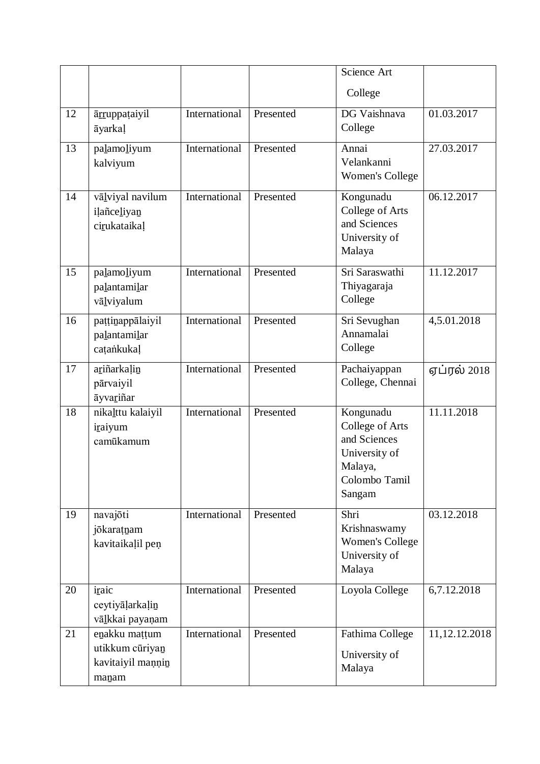| | | | | Science Art College | |
|---|---|---|---|---|---|
| 12 | āṟṟuppaṭaiyil āyarkaḷ | International | Presented | DG Vaishnava College | 01.03.2017 |
| 13 | paḻamoḻiyum kalviyum | International | Presented | Annai Velankanni Women's College | 27.03.2017 |
| 14 | vāḻviyal navilum iḷañceḻiyaṉ ciṟukataikaḷ | International | Presented | Kongunadu College of Arts and Sciences University of Malaya | 06.12.2017 |
| 15 | paḻamoḻiyum paḻantamiḻar vāḻviyalum | International | Presented | Sri Saraswathi Thiyagaraja College | 11.12.2017 |
| 16 | paṭṭiṉappālaiyil paḻantamiḻar caṭaṅkukaḷ | International | Presented | Sri Sevughan Annamalai College | 4,5.01.2018 |
| 17 | aṟiñarkaḷiṉ pārvaiyil āyvaṟiñar | International | Presented | Pachaiyappan College, Chennai | ஏப்ரல் 2018 |
| 18 | nikaḻttu kalaiyil iṟaiyum camūkamum | International | Presented | Kongunadu College of Arts and Sciences University of Malaya, Colombo Tamil Sangam | 11.11.2018 |
| 19 | navajōti jōkaraṭṉam kavitaikaḷil peṇ | International | Presented | Shri Krishnaswamy Women's College University of Malaya | 03.12.2018 |
| 20 | iṟaic ceytiyāḷarkaḷiṉ vāḻkkai payaṇam | International | Presented | Loyola College | 6,7.12.2018 |
| 21 | eṉakku maṭṭum utikkum cūriyaṉ kavitaiyil maṇṇiṉ maṇam | International | Presented | Fathima College University of Malaya | 11,12.12.2018 |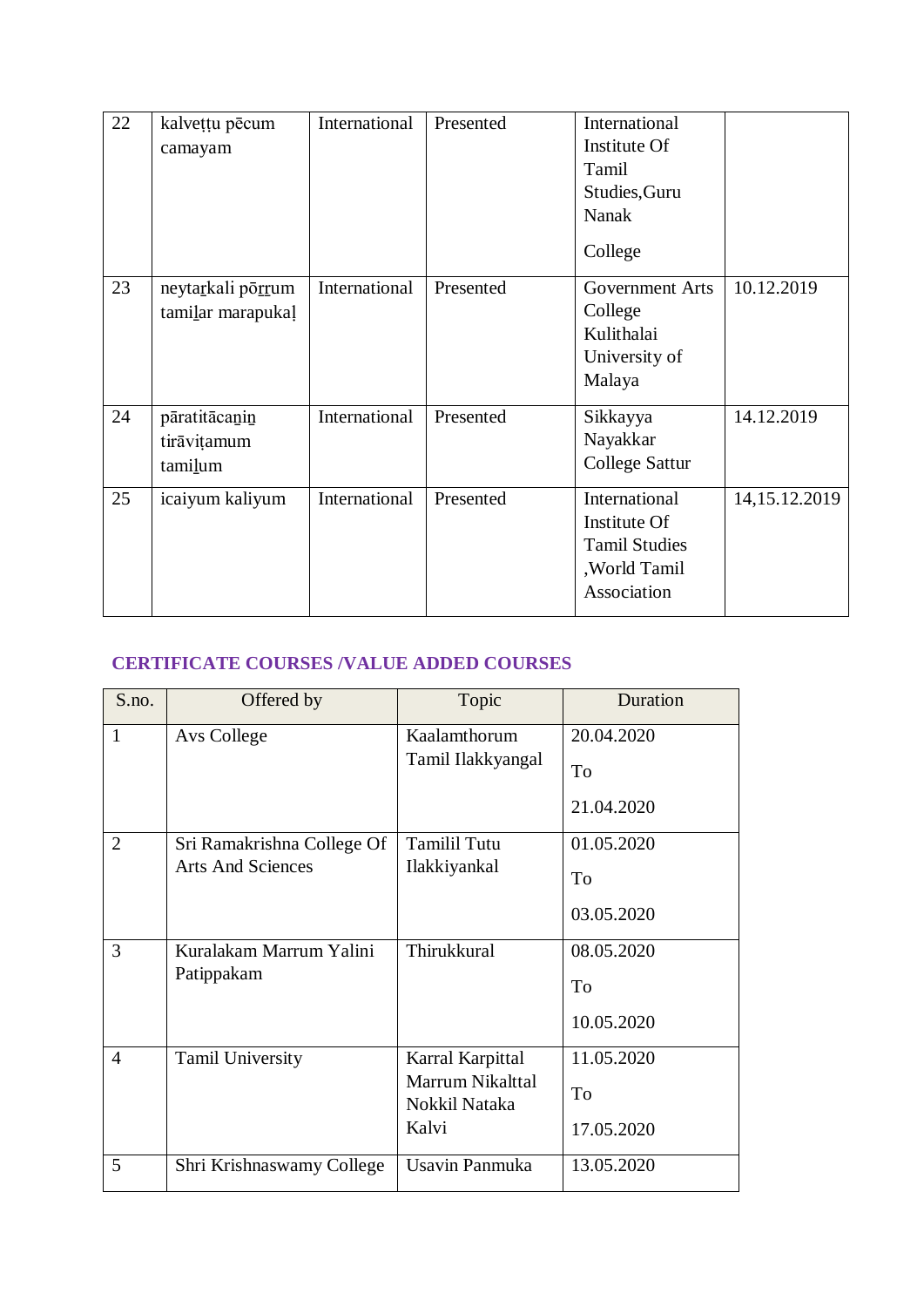| 22 | kalveṭṭu pēcum camayam | International | Presented | International Institute Of Tamil Studies,Guru Nanak College | |
|---|---|---|---|---|---|
| 23 | neytaṟkali pōṟṟum tamiḻar marapukaḷ | International | Presented | Government Arts College Kulithalai University of Malaya | 10.12.2019 |
| 24 | pāratitācaṉiṉ tirāviṭamum tamiḻum | International | Presented | Sikkayya Nayakkar College Sattur | 14.12.2019 |
| 25 | icaiyum kaliyum | International | Presented | International Institute Of Tamil Studies ,World Tamil Association | 14,15.12.2019 |

## CERTIFICATE COURSES /VALUE ADDED COURSES

| S.no. | Offered by | Topic | Duration |
|---|---|---|---|
| 1 | Avs College | Kaalamthorum Tamil Ilakkyangal | 20.04.2020 To 21.04.2020 |
| 2 | Sri Ramakrishna College Of Arts And Sciences | Tamilil Tutu Ilakkiyankal | 01.05.2020 To 03.05.2020 |
| 3 | Kuralakam Marrum Yalini Patippakam | Thirukkural | 08.05.2020 To 10.05.2020 |
| 4 | Tamil University | Karral Karpittal Marrum Nikalttal Nokkil Nataka Kalvi | 11.05.2020 To 17.05.2020 |
| 5 | Shri Krishnaswamy College | Usavin Panmuka | 13.05.2020 |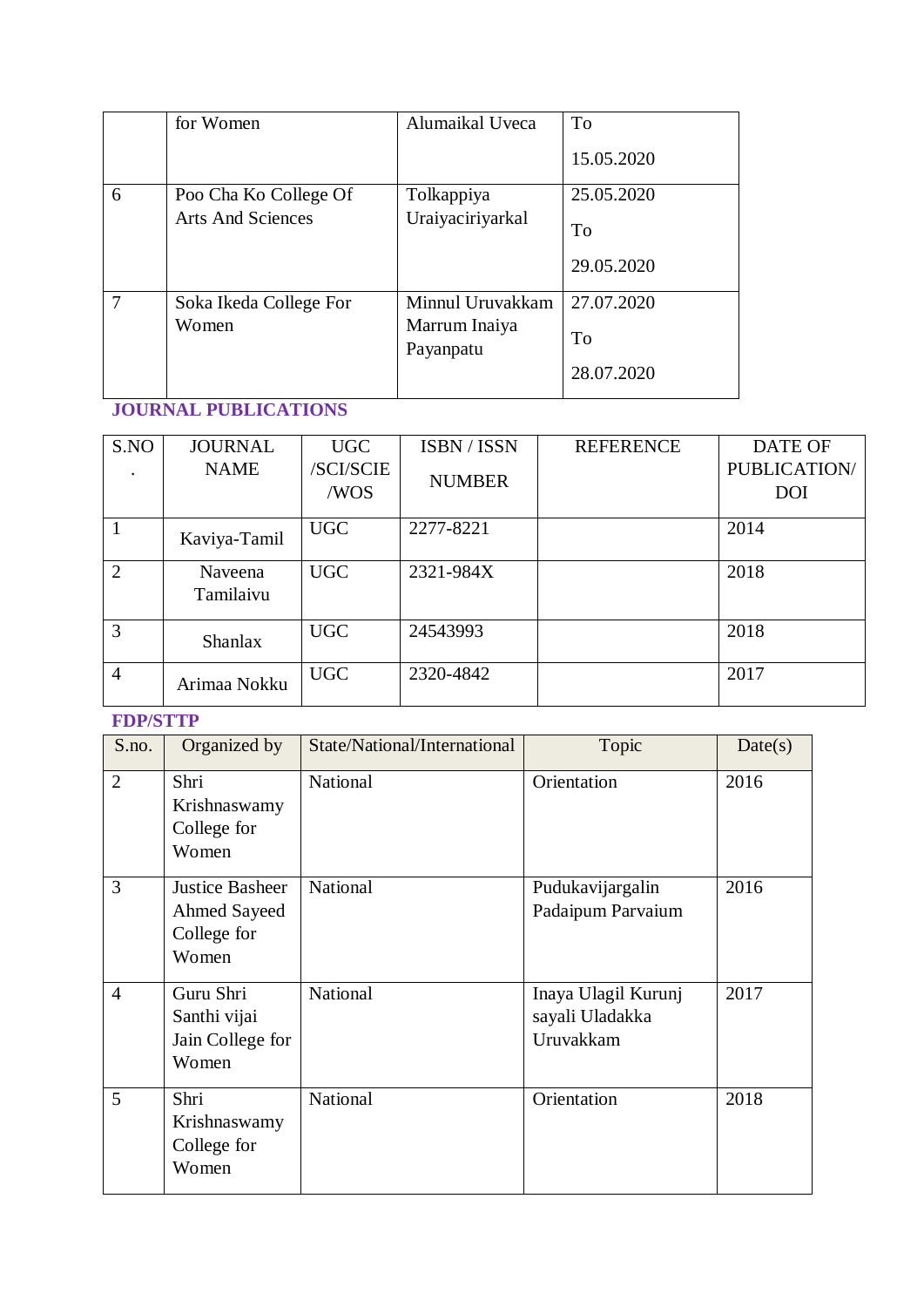| | for Women | Alumaikal Uveca | To 15.05.2020 |
|---|---|---|---|
| 6 | Poo Cha Ko College Of Arts And Sciences | Tolkappiya Uraiyaciriyarkal | 25.05.2020 To 29.05.2020 |
| 7 | Soka Ikeda College For Women | Minnul Uruvakkam Marrum Inaiya Payanpatu | 27.07.2020 To 28.07.2020 |

## JOURNAL PUBLICATIONS

| S.NO. | JOURNAL NAME | UGC /SCI/SCIE /WOS | ISBN / ISSN NUMBER | REFERENCE | DATE OF PUBLICATION/ DOI |
|---|---|---|---|---|---|
| 1 | Kaviya-Tamil | UGC | 2277-8221 | | 2014 |
| 2 | Naveena Tamilaivu | UGC | 2321-984X | | 2018 |
| 3 | Shanlax | UGC | 24543993 | | 2018 |
| 4 | Arimaa Nokku | UGC | 2320-4842 | | 2017 |

## FDP/STTP

| S.no. | Organized by | State/National/International | Topic | Date(s) |
|---|---|---|---|---|
| 2 | Shri Krishnaswamy College for Women | National | Orientation | 2016 |
| 3 | Justice Basheer Ahmed Sayeed College for Women | National | Pudukavijargalin Padaipum Parvaium | 2016 |
| 4 | Guru Shri Santhi vijai Jain College for Women | National | Inaya Ulagil Kurunj sayali Uladakka Uruvakkam | 2017 |
| 5 | Shri Krishnaswamy College for Women | National | Orientation | 2018 |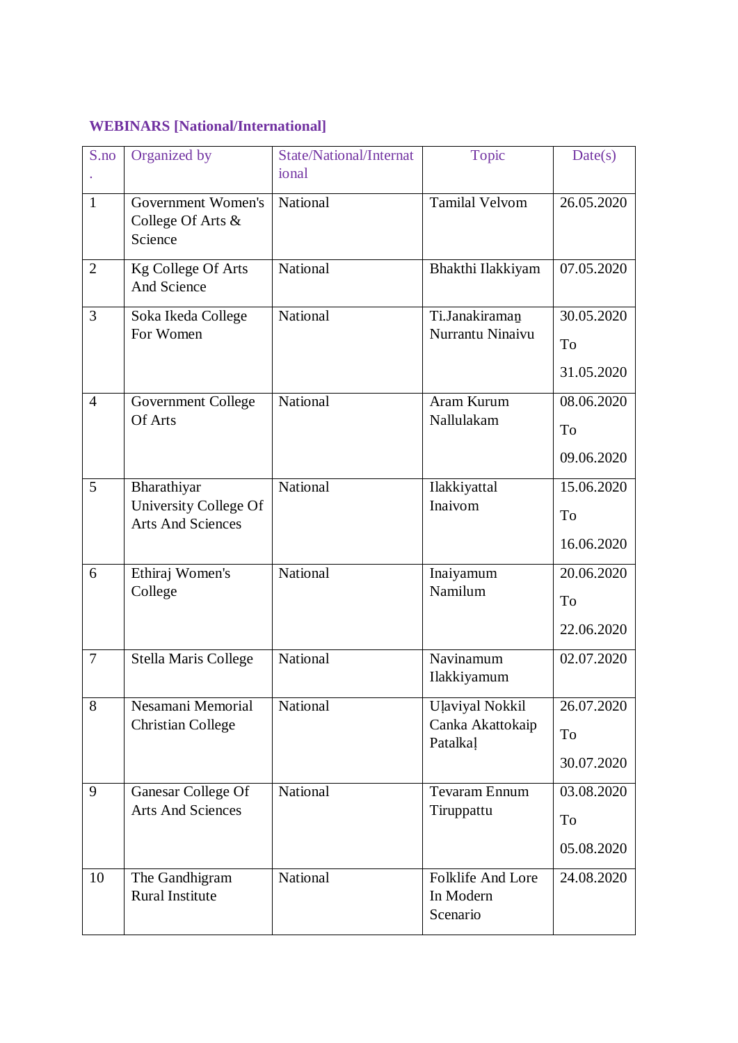**WEBINARS [National/International]**

| S.no. | Organized by | State/National/International | Topic | Date(s) |
|---|---|---|---|---|
| 1 | Government Women's College Of Arts & Science | National | Tamilal Velvom | 26.05.2020 |
| 2 | Kg College Of Arts And Science | National | Bhakthi Ilakkiyam | 07.05.2020 |
| 3 | Soka Ikeda College For Women | National | Ti.Janakiramaṉ Nurrantu Ninaivu | 30.05.2020 To 31.05.2020 |
| 4 | Government College Of Arts | National | Aram Kurum Nallulakam | 08.06.2020 To 09.06.2020 |
| 5 | Bharathiyar University College Of Arts And Sciences | National | Ilakkiyattal Inaivom | 15.06.2020 To 16.06.2020 |
| 6 | Ethiraj Women's College | National | Inaiyamum Namilum | 20.06.2020 To 22.06.2020 |
| 7 | Stella Maris College | National | Navinamum Ilakkiyamum | 02.07.2020 |
| 8 | Nesamani Memorial Christian College | National | Uḷaviyal Nokkil Canka Akattokaip Patalkaḷ | 26.07.2020 To 30.07.2020 |
| 9 | Ganesar College Of Arts And Sciences | National | Tevaram Ennum Tiruppattu | 03.08.2020 To 05.08.2020 |
| 10 | The Gandhigram Rural Institute | National | Folklife And Lore In Modern Scenario | 24.08.2020 |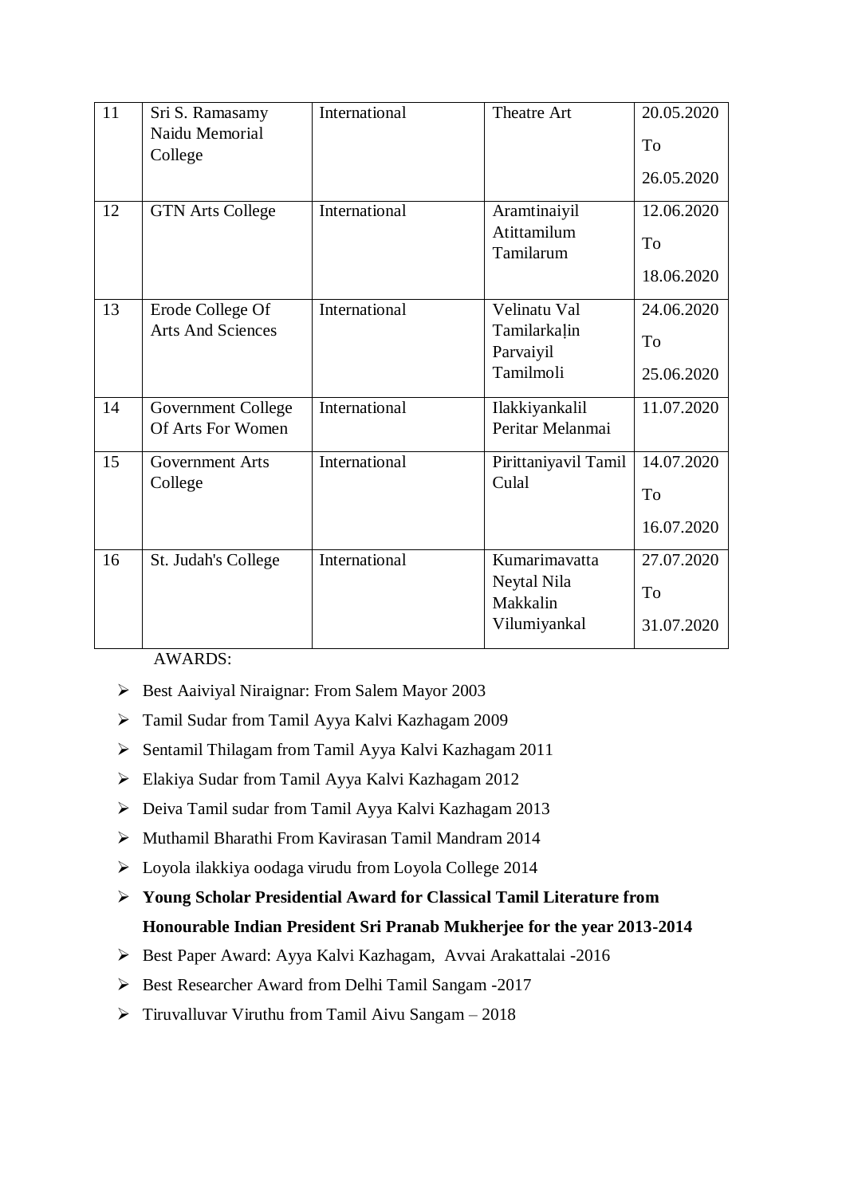| 11 | Sri S. Ramasamy Naidu Memorial College | International | Theatre Art | 20.05.2020 To 26.05.2020 |
|---|---|---|---|---|
| 12 | GTN Arts College | International | Aramtinaiyil Atittamilum Tamilarum | 12.06.2020 To 18.06.2020 |
| 13 | Erode College Of Arts And Sciences | International | Velinatu Val Tamilarkaḷin Parvaiyil Tamilmoli | 24.06.2020 To 25.06.2020 |
| 14 | Government College Of Arts For Women | International | Ilakkiyankalil Peritar Melanmai | 11.07.2020 |
| 15 | Government Arts College | International | Pirittaniyavil Tamil Culal | 14.07.2020 To 16.07.2020 |
| 16 | St. Judah's College | International | Kumarimavatta Neytal Nila Makkalin Vilumiyankal | 27.07.2020 To 31.07.2020 |

AWARDS:

- Best Aaiviyal Niraignar: From Salem Mayor 2003
- Tamil Sudar from Tamil Ayya Kalvi Kazhagam 2009
- Sentamil Thilagam from Tamil Ayya Kalvi Kazhagam 2011
- Elakiya Sudar from Tamil Ayya Kalvi Kazhagam 2012
- Deiva Tamil sudar from Tamil Ayya Kalvi Kazhagam 2013
- Muthamil Bharathi From Kavirasan Tamil Mandram 2014
- Loyola ilakkiya oodaga virudu from Loyola College 2014
- **Young Scholar Presidential Award for Classical Tamil Literature from Honourable Indian President Sri Pranab Mukherjee for the year 2013-2014**
- Best Paper Award: Ayya Kalvi Kazhagam, Avvai Arakattalai -2016
- Best Researcher Award from Delhi Tamil Sangam -2017
- Tiruvalluvar Viruthu from Tamil Aivu Sangam – 2018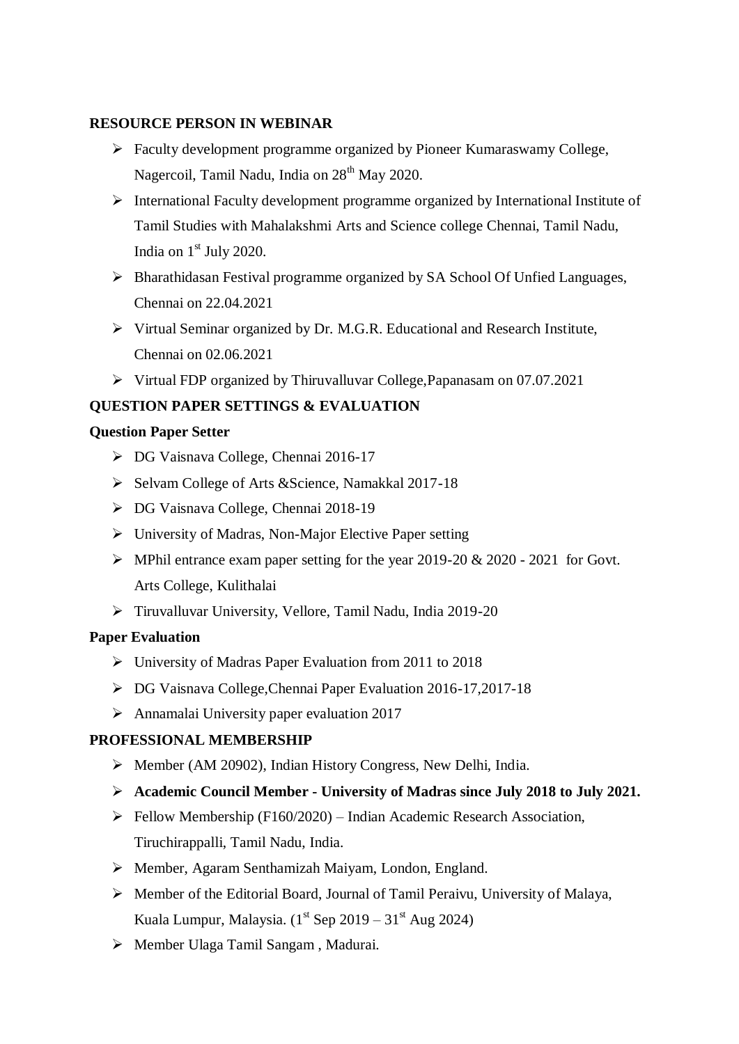**RESOURCE PERSON IN WEBINAR**

- Faculty development programme organized by Pioneer Kumaraswamy College, Nagercoil, Tamil Nadu, India on 28th May 2020.
- International Faculty development programme organized by International Institute of Tamil Studies with Mahalakshmi Arts and Science college Chennai, Tamil Nadu, India on 1st July 2020.
- Bharathidasan Festival programme organized by SA School Of Unfied Languages, Chennai on 22.04.2021
- Virtual Seminar organized by Dr. M.G.R. Educational and Research Institute, Chennai on 02.06.2021
- Virtual FDP organized by Thiruvalluvar College,Papanasam on 07.07.2021

**QUESTION PAPER SETTINGS & EVALUATION**

**Question Paper Setter**

- DG Vaisnava College, Chennai 2016-17
- Selvam College of Arts &Science, Namakkal 2017-18
- DG Vaisnava College, Chennai 2018-19
- University of Madras, Non-Major Elective Paper setting
- MPhil entrance exam paper setting for the year 2019-20 & 2020 - 2021 for Govt. Arts College, Kulithalai
- Tiruvalluvar University, Vellore, Tamil Nadu, India 2019-20

**Paper Evaluation**

- University of Madras Paper Evaluation from 2011 to 2018
- DG Vaisnava College,Chennai Paper Evaluation 2016-17,2017-18
- Annamalai University paper evaluation 2017

**PROFESSIONAL MEMBERSHIP**

- Member (AM 20902), Indian History Congress, New Delhi, India.
- **Academic Council Member - University of Madras since July 2018 to July 2021.**
- Fellow Membership (F160/2020) – Indian Academic Research Association, Tiruchirappalli, Tamil Nadu, India.
- Member, Agaram Senthamizah Maiyam, London, England.
- Member of the Editorial Board, Journal of Tamil Peraivu, University of Malaya, Kuala Lumpur, Malaysia. (1st Sep 2019 – 31st Aug 2024)
- Member Ulaga Tamil Sangam , Madurai.